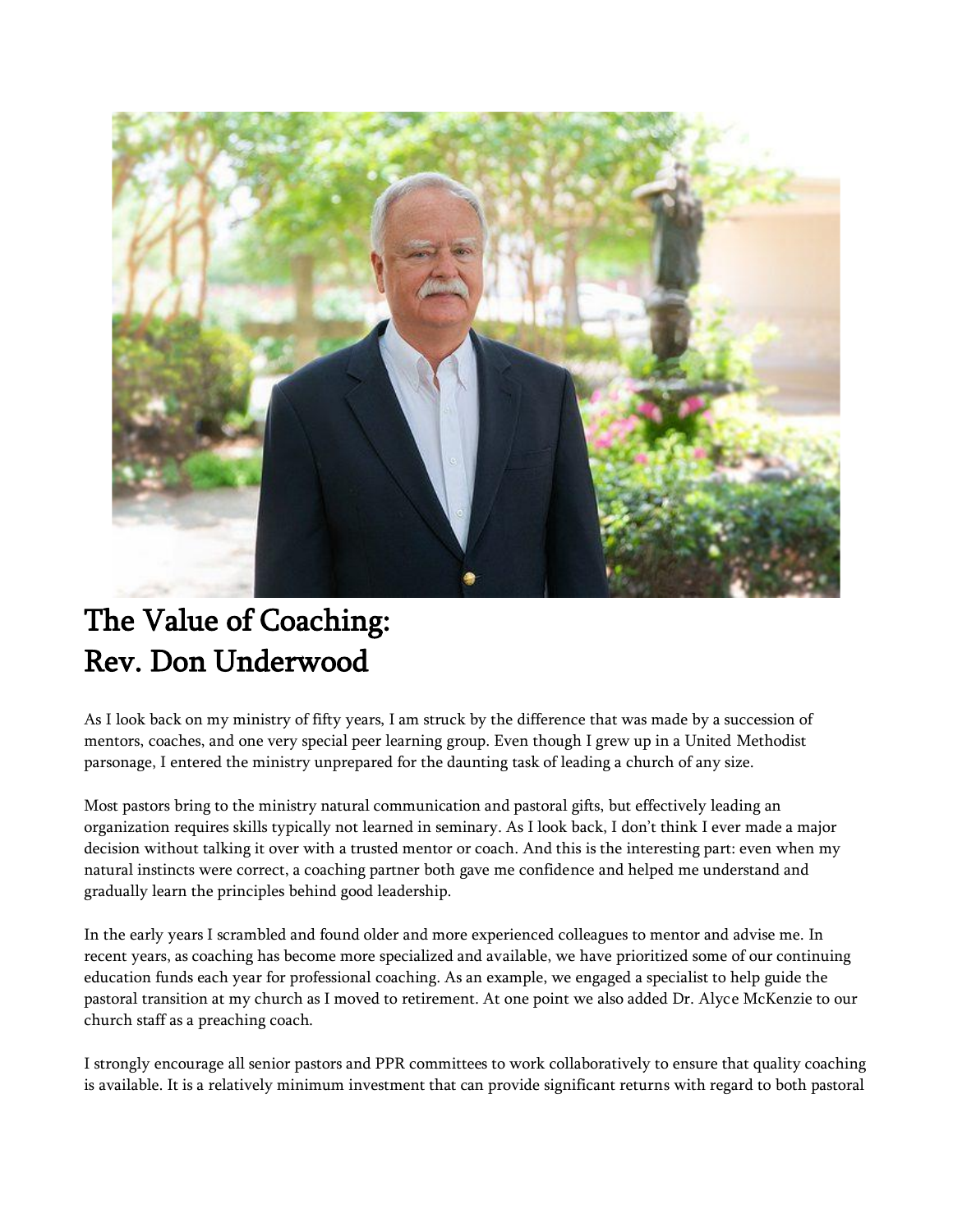# The Value of Coaching:
# Rev. Don Underwood

As I look back on my ministry of fifty years, I am struck by the difference that was made by a succession of mentors, coaches, and one very special peer learning group. Even though I grew up in a United Methodist parsonage, I entered the ministry unprepared for the daunting task of leading a church of any size.

Most pastors bring to the ministry natural communication and pastoral gifts, but effectively leading an organization requires skills typically not learned in seminary. As I look back, I don't think I ever made a major decision without talking it over with a trusted mentor or coach. And this is the interesting part: even when my natural instincts were correct, a coaching partner both gave me confidence and helped me understand and gradually learn the principles behind good leadership.

In the early years I scrambled and found older and more experienced colleagues to mentor and advise me. In recent years, as coaching has become more specialized and available, we have prioritized some of our continuing education funds each year for professional coaching. As an example, we engaged a specialist to help guide the pastoral transition at my church as I moved to retirement. At one point we also added Dr. Alyce McKenzie to our church staff as a preaching coach.

I strongly encourage all senior pastors and PPR committees to work collaboratively to ensure that quality coaching is available. It is a relatively minimum investment that can provide significant returns with regard to both pastoral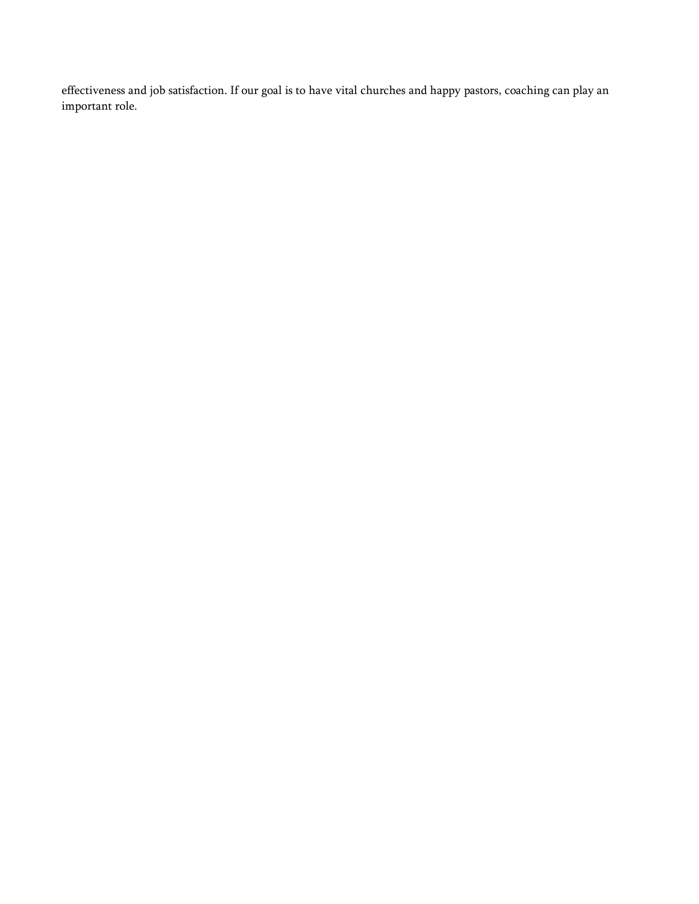effectiveness and job satisfaction. If our goal is to have vital churches and happy pastors, coaching can play an important role.